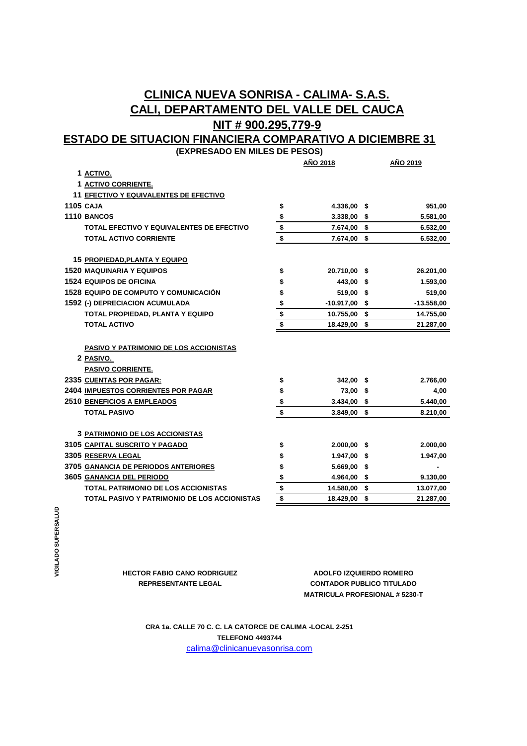# CLINICA NUEVA SONRISA - CALIMA- S.A.S.
## CALI, DEPARTAMENTO DEL VALLE DEL CAUCA
## NIT # 900.295,779-9

## ESTADO DE SITUACION FINANCIERA COMPARATIVO A DICIEMBRE 31

**(EXPRESADO EN MILES DE PESOS)**

| | | | AÑO 2018 | | AÑO 2019 |
|---|---|---|---|---|---|
| 1 | ACTIVO. | | | | |
| 1 | ACTIVO CORRIENTE. | | | | |
| 11 | EFECTIVO Y EQUIVALENTES DE EFECTIVO | | | | |
| 1105 | CAJA | $ | 4.336,00 | $ | 951,00 |
| 1110 | BANCOS | $ | 3.338,00 | $ | 5.581,00 |
| | TOTAL EFECTIVO Y EQUIVALENTES DE EFECTIVO | $ | 7.674,00 | $ | 6.532,00 |
| | TOTAL ACTIVO CORRIENTE | $ | 7.674,00 | $ | 6.532,00 |
| 15 | PROPIEDAD,PLANTA Y EQUIPO | | | | |
| 1520 | MAQUINARIA Y EQUIPOS | $ | 20.710,00 | $ | 26.201,00 |
| 1524 | EQUIPOS DE OFICINA | $ | 443,00 | $ | 1.593,00 |
| 1528 | EQUIPO DE COMPUTO Y COMUNICACIÓN | $ | 519,00 | $ | 519,00 |
| 1592 | (-) DEPRECIACION ACUMULADA | $ | -10.917,00 | $ | -13.558,00 |
| | TOTAL PROPIEDAD, PLANTA Y EQUIPO | $ | 10.755,00 | $ | 14.755,00 |
| | TOTAL ACTIVO | $ | 18.429,00 | $ | 21.287,00 |
| | PASIVO Y PATRIMONIO DE LOS ACCIONISTAS | | | | |
| 2 | PASIVO. | | | | |
| | PASIVO CORRIENTE. | | | | |
| 2335 | CUENTAS POR PAGAR: | $ | 342,00 | $ | 2.766,00 |
| 2404 | IMPUESTOS CORRIENTES POR PAGAR | $ | 73,00 | $ | 4,00 |
| 2510 | BENEFICIOS A EMPLEADOS | $ | 3.434,00 | $ | 5.440,00 |
| | TOTAL PASIVO | $ | 3.849,00 | $ | 8.210,00 |
| 3 | PATRIMONIO DE LOS ACCIONISTAS | | | | |
| 3105 | CAPITAL SUSCRITO Y PAGADO | $ | 2.000,00 | $ | 2.000,00 |
| 3305 | RESERVA LEGAL | $ | 1.947,00 | $ | 1.947,00 |
| 3705 | GANANCIA DE PERIODOS ANTERIORES | $ | 5.669,00 | $ | - |
| 3605 | GANANCIA DEL PERIODO | $ | 4.964,00 | $ | 9.130,00 |
| | TOTAL PATRIMONIO DE LOS ACCIONISTAS | $ | 14.580,00 | $ | 13.077,00 |
| | TOTAL PASIVO Y PATRIMONIO DE LOS ACCIONISTAS | $ | 18.429,00 | $ | 21.287,00 |

VIGILADO SUPERSALUD

**HECTOR FABIO CANO RODRIGUEZ**
**REPRESENTANTE LEGAL**

**ADOLFO IZQUIERDO ROMERO**
**CONTADOR PUBLICO TITULADO**
**MATRICULA PROFESIONAL # 5230-T**

**CRA 1a. CALLE 70 C. C. LA CATORCE DE CALIMA -LOCAL 2-251**
**TELEFONO 4493744**
calima@clinicanuevasonrisa.com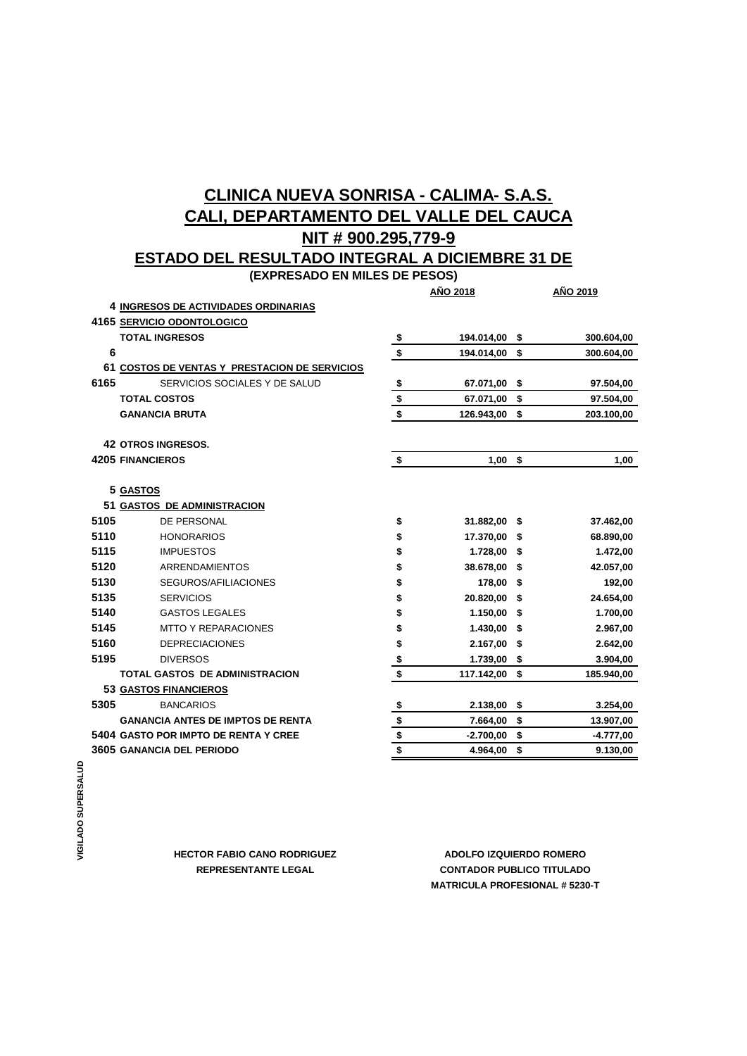# CLINICA NUEVA SONRISA - CALIMA- S.A.S.

## CALI, DEPARTAMENTO DEL VALLE DEL CAUCA

## NIT # 900.295,779-9

## ESTADO DEL RESULTADO INTEGRAL A DICIEMBRE 31 DE

**(EXPRESADO EN MILES DE PESOS)**

| | | | AÑO 2018 | | AÑO 2019 |
|---|---|---|---|---|---|
| **4** | **INGRESOS DE ACTIVIDADES ORDINARIAS** | | | | |
| **4165** | **SERVICIO ODONTOLOGICO** | | | | |
| | **TOTAL INGRESOS** | **$** | **194.014,00** | **$** | **300.604,00** |
| **6** | | **$** | **194.014,00** | **$** | **300.604,00** |
| **61** | **COSTOS DE VENTAS Y PRESTACION DE SERVICIOS** | | | | |
| **6165** | SERVICIOS SOCIALES Y DE SALUD | **$** | **67.071,00** | **$** | **97.504,00** |
| | **TOTAL COSTOS** | **$** | **67.071,00** | **$** | **97.504,00** |
| | **GANANCIA BRUTA** | **$** | **126.943,00** | **$** | **203.100,00** |
| **42** | **OTROS INGRESOS.** | | | | |
| **4205** | **FINANCIEROS** | **$** | **1,00** | **$** | **1,00** |
| **5** | **GASTOS** | | | | |
| **51** | **GASTOS DE ADMINISTRACION** | | | | |
| **5105** | DE PERSONAL | **$** | **31.882,00** | **$** | **37.462,00** |
| **5110** | HONORARIOS | **$** | **17.370,00** | **$** | **68.890,00** |
| **5115** | IMPUESTOS | **$** | **1.728,00** | **$** | **1.472,00** |
| **5120** | ARRENDAMIENTOS | **$** | **38.678,00** | **$** | **42.057,00** |
| **5130** | SEGUROS/AFILIACIONES | **$** | **178,00** | **$** | **192,00** |
| **5135** | SERVICIOS | **$** | **20.820,00** | **$** | **24.654,00** |
| **5140** | GASTOS LEGALES | **$** | **1.150,00** | **$** | **1.700,00** |
| **5145** | MTTO Y REPARACIONES | **$** | **1.430,00** | **$** | **2.967,00** |
| **5160** | DEPRECIACIONES | **$** | **2.167,00** | **$** | **2.642,00** |
| **5195** | DIVERSOS | **$** | **1.739,00** | **$** | **3.904,00** |
| | **TOTAL GASTOS DE ADMINISTRACION** | **$** | **117.142,00** | **$** | **185.940,00** |
| **53** | **GASTOS FINANCIEROS** | | | | |
| **5305** | BANCARIOS | **$** | **2.138,00** | **$** | **3.254,00** |
| | **GANANCIA ANTES DE IMPTOS DE RENTA** | **$** | **7.664,00** | **$** | **13.907,00** |
| **5404** | **GASTO POR IMPTO DE RENTA Y CREE** | **$** | **-2.700,00** | **$** | **-4.777,00** |
| **3605** | **GANANCIA DEL PERIODO** | **$** | **4.964,00** | **$** | **9.130,00** |

VIGILADO SUPERSALUD

**HECTOR FABIO CANO RODRIGUEZ**
**REPRESENTANTE LEGAL**

**ADOLFO IZQUIERDO ROMERO**
**CONTADOR PUBLICO TITULADO**
**MATRICULA PROFESIONAL # 5230-T**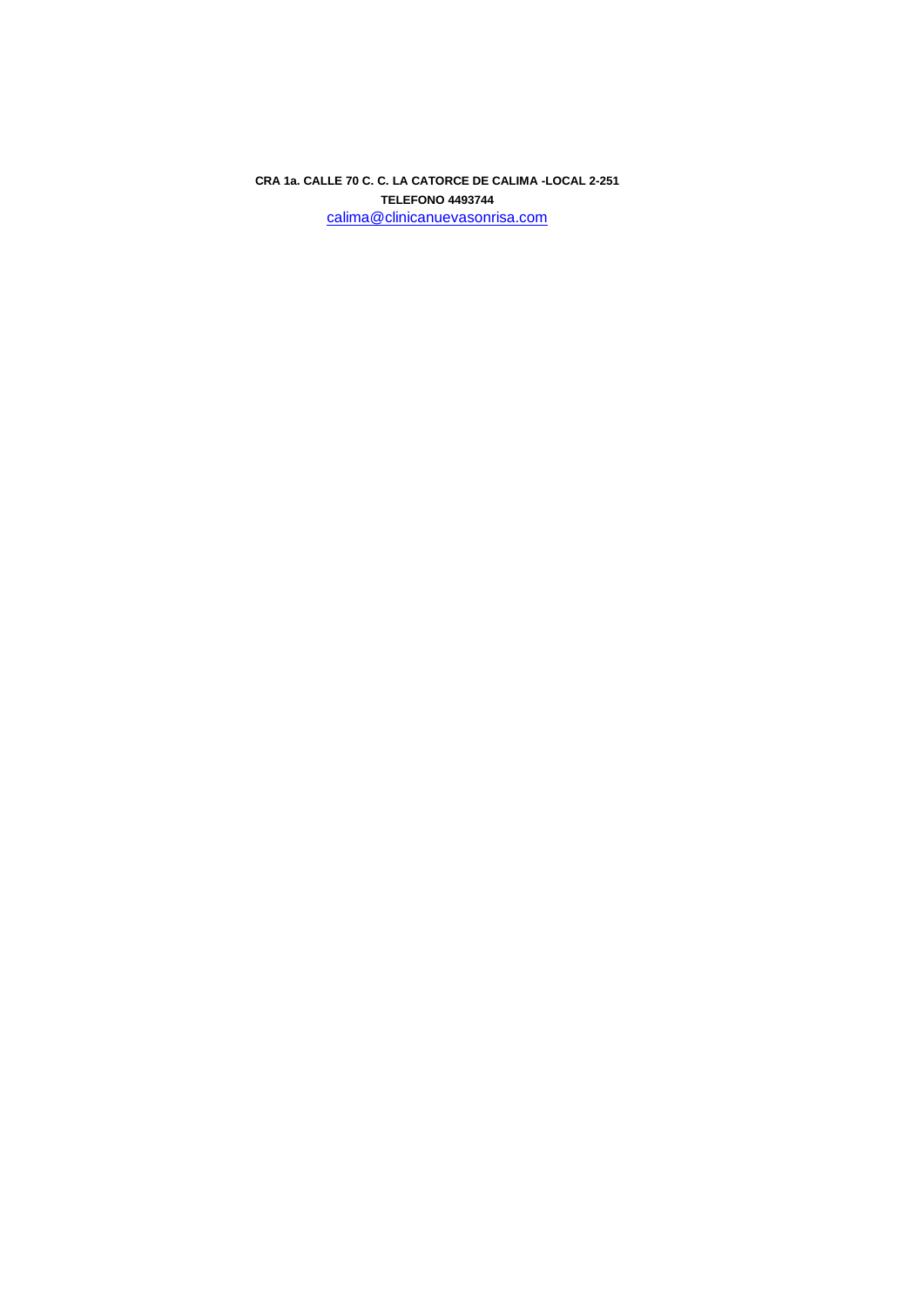**CRA 1a. CALLE 70 C. C. LA CATORCE DE CALIMA -LOCAL 2-251**

**TELEFONO 4493744**

calima@clinicanuevasonrisa.com